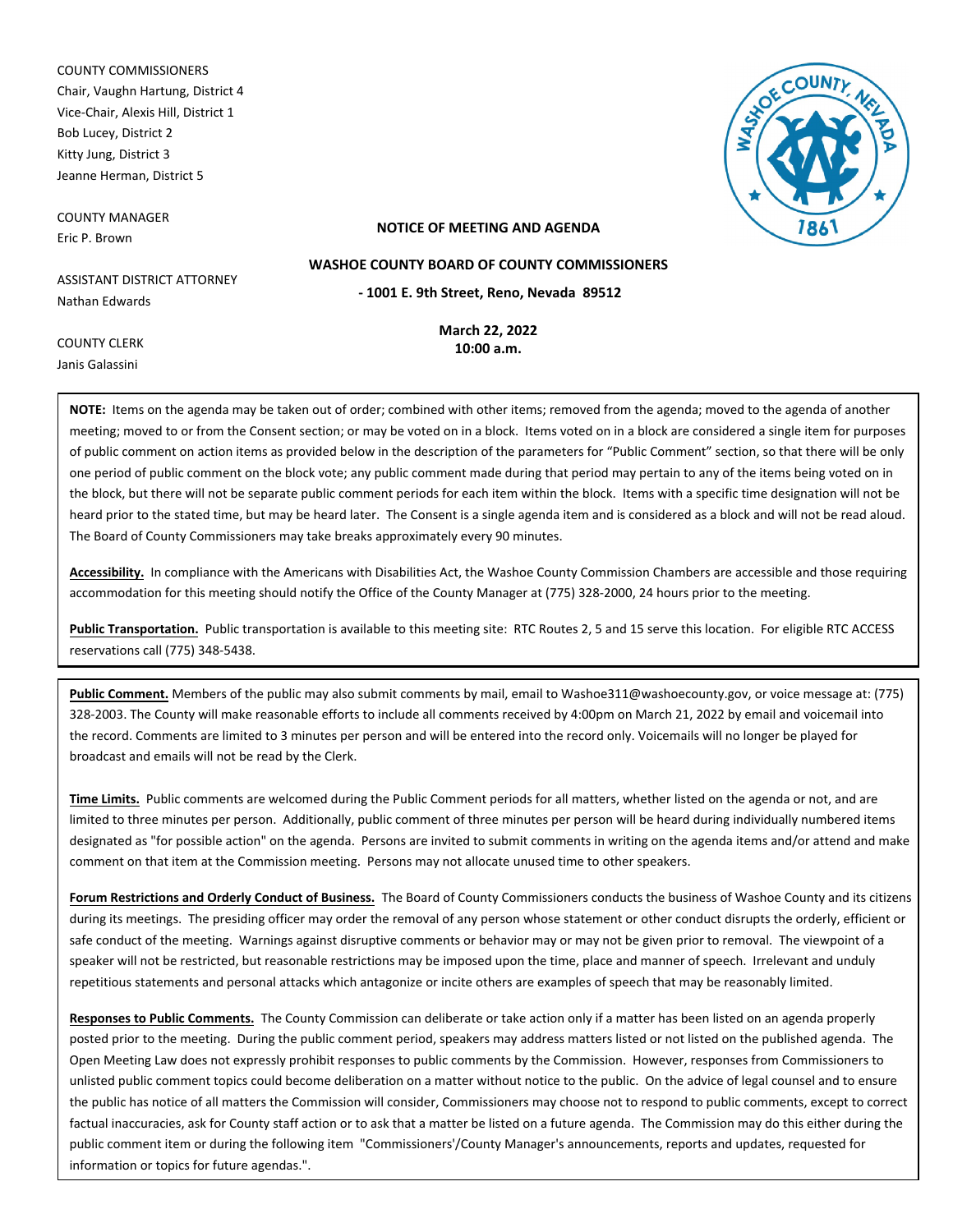COUNTY COMMISSIONERS
Chair, Vaughn Hartung, District 4
Vice-Chair, Alexis Hill, District 1
Bob Lucey, District 2
Kitty Jung, District 3
Jeanne Herman, District 5

COUNTY MANAGER
Eric P. Brown

ASSISTANT DISTRICT ATTORNEY
Nathan Edwards

COUNTY CLERK
Janis Galassini

**NOTICE OF MEETING AND AGENDA**

**WASHOE COUNTY BOARD OF COUNTY COMMISSIONERS**

**- 1001 E. 9th Street, Reno, Nevada 89512**

**March 22, 2022**
**10:00 a.m.**

**NOTE:** Items on the agenda may be taken out of order; combined with other items; removed from the agenda; moved to the agenda of another meeting; moved to or from the Consent section; or may be voted on in a block. Items voted on in a block are considered a single item for purposes of public comment on action items as provided below in the description of the parameters for "Public Comment" section, so that there will be only one period of public comment on the block vote; any public comment made during that period may pertain to any of the items being voted on in the block, but there will not be separate public comment periods for each item within the block. Items with a specific time designation will not be heard prior to the stated time, but may be heard later. The Consent is a single agenda item and is considered as a block and will not be read aloud. The Board of County Commissioners may take breaks approximately every 90 minutes.

**Accessibility.** In compliance with the Americans with Disabilities Act, the Washoe County Commission Chambers are accessible and those requiring accommodation for this meeting should notify the Office of the County Manager at (775) 328-2000, 24 hours prior to the meeting.

**Public Transportation.** Public transportation is available to this meeting site: RTC Routes 2, 5 and 15 serve this location. For eligible RTC ACCESS reservations call (775) 348-5438.

**Public Comment.** Members of the public may also submit comments by mail, email to Washoe311@washoecounty.gov, or voice message at: (775) 328-2003. The County will make reasonable efforts to include all comments received by 4:00pm on March 21, 2022 by email and voicemail into the record. Comments are limited to 3 minutes per person and will be entered into the record only. Voicemails will no longer be played for broadcast and emails will not be read by the Clerk.

**Time Limits.** Public comments are welcomed during the Public Comment periods for all matters, whether listed on the agenda or not, and are limited to three minutes per person. Additionally, public comment of three minutes per person will be heard during individually numbered items designated as "for possible action" on the agenda. Persons are invited to submit comments in writing on the agenda items and/or attend and make comment on that item at the Commission meeting. Persons may not allocate unused time to other speakers.

**Forum Restrictions and Orderly Conduct of Business.** The Board of County Commissioners conducts the business of Washoe County and its citizens during its meetings. The presiding officer may order the removal of any person whose statement or other conduct disrupts the orderly, efficient or safe conduct of the meeting. Warnings against disruptive comments or behavior may or may not be given prior to removal. The viewpoint of a speaker will not be restricted, but reasonable restrictions may be imposed upon the time, place and manner of speech. Irrelevant and unduly repetitious statements and personal attacks which antagonize or incite others are examples of speech that may be reasonably limited.

**Responses to Public Comments.** The County Commission can deliberate or take action only if a matter has been listed on an agenda properly posted prior to the meeting. During the public comment period, speakers may address matters listed or not listed on the published agenda. The Open Meeting Law does not expressly prohibit responses to public comments by the Commission. However, responses from Commissioners to unlisted public comment topics could become deliberation on a matter without notice to the public. On the advice of legal counsel and to ensure the public has notice of all matters the Commission will consider, Commissioners may choose not to respond to public comments, except to correct factual inaccuracies, ask for County staff action or to ask that a matter be listed on a future agenda. The Commission may do this either during the public comment item or during the following item "Commissioners'/County Manager's announcements, reports and updates, requested for information or topics for future agendas.".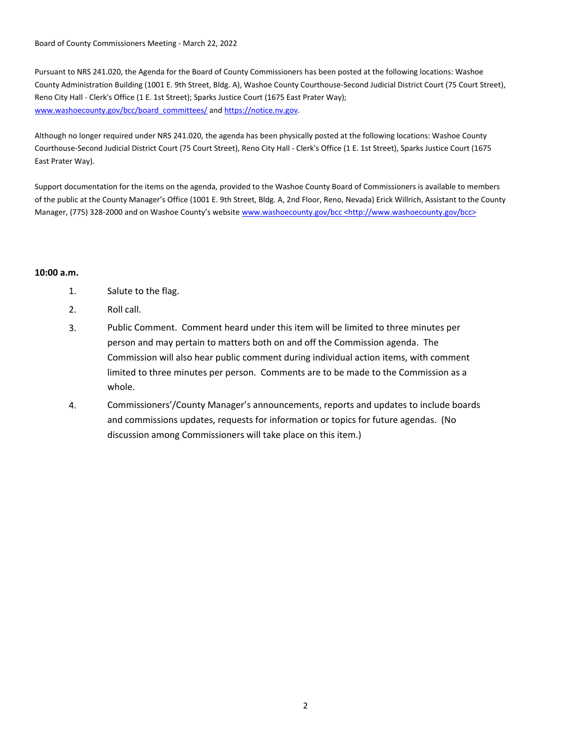Board of County Commissioners Meeting - March 22, 2022

Pursuant to NRS 241.020, the Agenda for the Board of County Commissioners has been posted at the following locations: Washoe County Administration Building (1001 E. 9th Street, Bldg. A), Washoe County Courthouse-Second Judicial District Court (75 Court Street), Reno City Hall - Clerk's Office (1 E. 1st Street); Sparks Justice Court (1675 East Prater Way); [www.washoecounty.gov/bcc/board_committees/](www.washoecounty.gov/bcc/board_committees/) and [https://notice.nv.gov](https://notice.nv.gov).

Although no longer required under NRS 241.020, the agenda has been physically posted at the following locations: Washoe County Courthouse-Second Judicial District Court (75 Court Street), Reno City Hall - Clerk's Office (1 E. 1st Street), Sparks Justice Court (1675 East Prater Way).

Support documentation for the items on the agenda, provided to the Washoe County Board of Commissioners is available to members of the public at the County Manager's Office (1001 E. 9th Street, Bldg. A, 2nd Floor, Reno, Nevada) Erick Willrich, Assistant to the County Manager, (775) 328-2000 and on Washoe County's website www.washoecounty.gov/bcc <http://www.washoecounty.gov/bcc>

**10:00 a.m.**

1. Salute to the flag.
2. Roll call.
3. Public Comment. Comment heard under this item will be limited to three minutes per person and may pertain to matters both on and off the Commission agenda. The Commission will also hear public comment during individual action items, with comment limited to three minutes per person. Comments are to be made to the Commission as a whole.
4. Commissioners'/County Manager's announcements, reports and updates to include boards and commissions updates, requests for information or topics for future agendas. (No discussion among Commissioners will take place on this item.)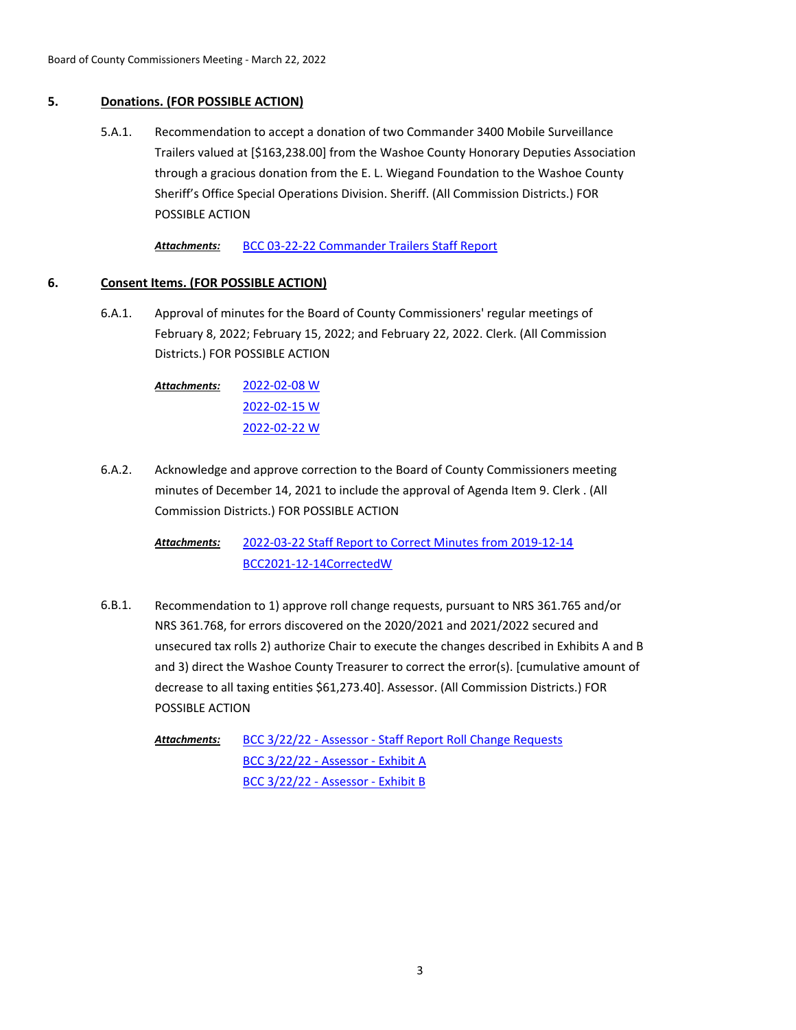## 5. Donations. (FOR POSSIBLE ACTION)

5.A.1. Recommendation to accept a donation of two Commander 3400 Mobile Surveillance Trailers valued at [$163,238.00] from the Washoe County Honorary Deputies Association through a gracious donation from the E. L. Wiegand Foundation to the Washoe County Sheriff's Office Special Operations Division. Sheriff. (All Commission Districts.) FOR POSSIBLE ACTION

***Attachments:*** BCC 03-22-22 Commander Trailers Staff Report

## 6. Consent Items. (FOR POSSIBLE ACTION)

6.A.1. Approval of minutes for the Board of County Commissioners' regular meetings of February 8, 2022; February 15, 2022; and February 22, 2022. Clerk. (All Commission Districts.) FOR POSSIBLE ACTION

***Attachments:*** 2022-02-08 W
2022-02-15 W
2022-02-22 W

6.A.2. Acknowledge and approve correction to the Board of County Commissioners meeting minutes of December 14, 2021 to include the approval of Agenda Item 9. Clerk . (All Commission Districts.) FOR POSSIBLE ACTION

***Attachments:*** 2022-03-22 Staff Report to Correct Minutes from 2019-12-14
BCC2021-12-14CorrectedW

6.B.1. Recommendation to 1) approve roll change requests, pursuant to NRS 361.765 and/or NRS 361.768, for errors discovered on the 2020/2021 and 2021/2022 secured and unsecured tax rolls 2) authorize Chair to execute the changes described in Exhibits A and B and 3) direct the Washoe County Treasurer to correct the error(s). [cumulative amount of decrease to all taxing entities $61,273.40]. Assessor. (All Commission Districts.) FOR POSSIBLE ACTION

***Attachments:*** BCC 3/22/22 - Assessor - Staff Report Roll Change Requests
BCC 3/22/22 - Assessor - Exhibit A
BCC 3/22/22 - Assessor - Exhibit B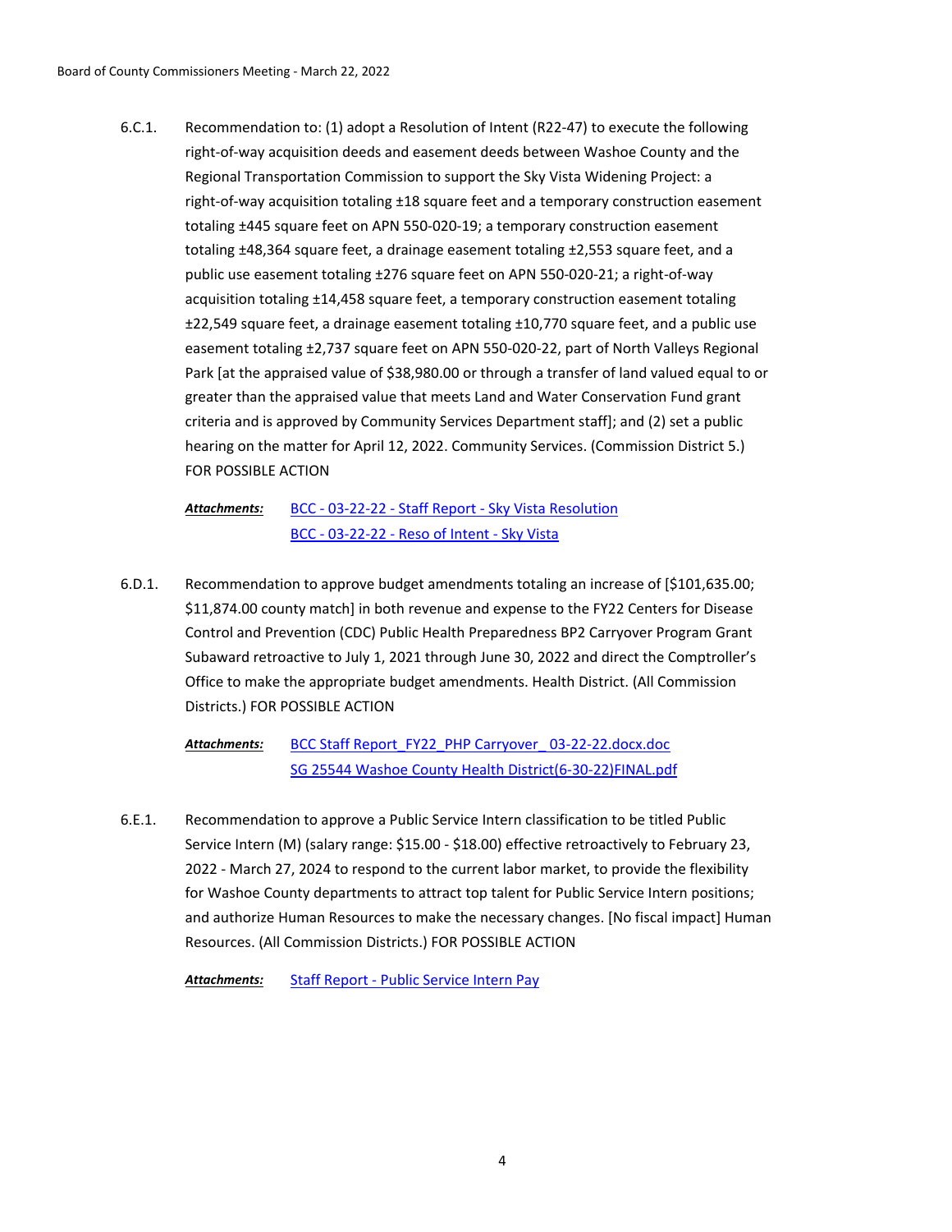6.C.1. Recommendation to: (1) adopt a Resolution of Intent (R22-47) to execute the following right-of-way acquisition deeds and easement deeds between Washoe County and the Regional Transportation Commission to support the Sky Vista Widening Project: a right-of-way acquisition totaling ±18 square feet and a temporary construction easement totaling ±445 square feet on APN 550-020-19; a temporary construction easement totaling ±48,364 square feet, a drainage easement totaling ±2,553 square feet, and a public use easement totaling ±276 square feet on APN 550-020-21; a right-of-way acquisition totaling ±14,458 square feet, a temporary construction easement totaling ±22,549 square feet, a drainage easement totaling ±10,770 square feet, and a public use easement totaling ±2,737 square feet on APN 550-020-22, part of North Valleys Regional Park [at the appraised value of $38,980.00 or through a transfer of land valued equal to or greater than the appraised value that meets Land and Water Conservation Fund grant criteria and is approved by Community Services Department staff]; and (2) set a public hearing on the matter for April 12, 2022. Community Services. (Commission District 5.) FOR POSSIBLE ACTION

***Attachments:*** BCC - 03-22-22 - Staff Report - Sky Vista Resolution
BCC - 03-22-22 - Reso of Intent - Sky Vista

6.D.1. Recommendation to approve budget amendments totaling an increase of [$101,635.00; $11,874.00 county match] in both revenue and expense to the FY22 Centers for Disease Control and Prevention (CDC) Public Health Preparedness BP2 Carryover Program Grant Subaward retroactive to July 1, 2021 through June 30, 2022 and direct the Comptroller's Office to make the appropriate budget amendments. Health District. (All Commission Districts.) FOR POSSIBLE ACTION

***Attachments:*** BCC Staff Report_FY22_PHP Carryover_ 03-22-22.docx.doc
SG 25544 Washoe County Health District(6-30-22)FINAL.pdf

6.E.1. Recommendation to approve a Public Service Intern classification to be titled Public Service Intern (M) (salary range: $15.00 - $18.00) effective retroactively to February 23, 2022 - March 27, 2024 to respond to the current labor market, to provide the flexibility for Washoe County departments to attract top talent for Public Service Intern positions; and authorize Human Resources to make the necessary changes. [No fiscal impact] Human Resources. (All Commission Districts.) FOR POSSIBLE ACTION

***Attachments:*** Staff Report - Public Service Intern Pay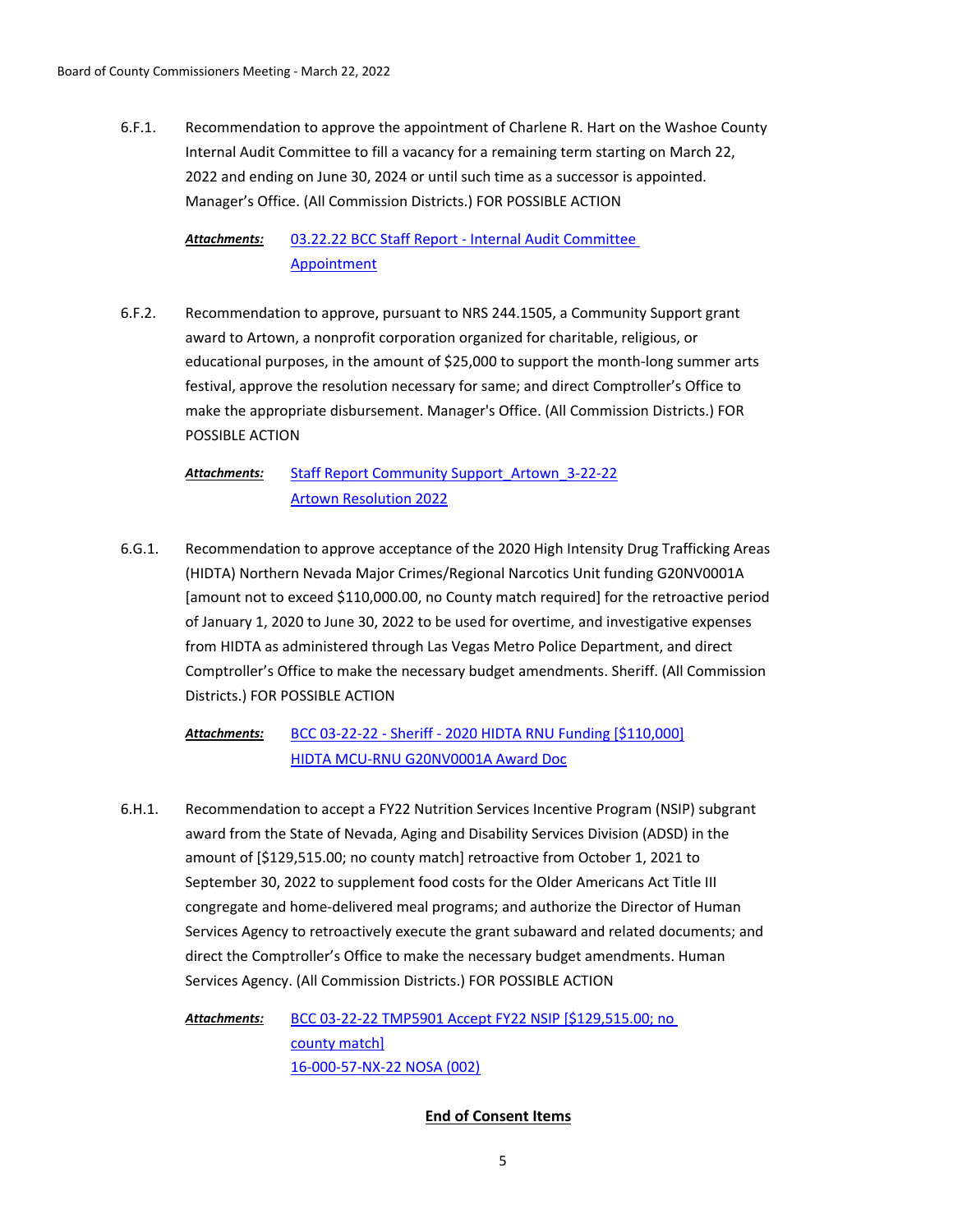6.F.1. Recommendation to approve the appointment of Charlene R. Hart on the Washoe County Internal Audit Committee to fill a vacancy for a remaining term starting on March 22, 2022 and ending on June 30, 2024 or until such time as a successor is appointed. Manager's Office. (All Commission Districts.) FOR POSSIBLE ACTION

*Attachments:* 03.22.22 BCC Staff Report - Internal Audit Committee Appointment

6.F.2. Recommendation to approve, pursuant to NRS 244.1505, a Community Support grant award to Artown, a nonprofit corporation organized for charitable, religious, or educational purposes, in the amount of $25,000 to support the month-long summer arts festival, approve the resolution necessary for same; and direct Comptroller's Office to make the appropriate disbursement. Manager's Office. (All Commission Districts.) FOR POSSIBLE ACTION

*Attachments:* Staff Report Community Support_Artown_3-22-22
Artown Resolution 2022

6.G.1. Recommendation to approve acceptance of the 2020 High Intensity Drug Trafficking Areas (HIDTA) Northern Nevada Major Crimes/Regional Narcotics Unit funding G20NV0001A [amount not to exceed $110,000.00, no County match required] for the retroactive period of January 1, 2020 to June 30, 2022 to be used for overtime, and investigative expenses from HIDTA as administered through Las Vegas Metro Police Department, and direct Comptroller's Office to make the necessary budget amendments. Sheriff. (All Commission Districts.) FOR POSSIBLE ACTION

*Attachments:* BCC 03-22-22 - Sheriff - 2020 HIDTA RNU Funding [$110,000]
HIDTA MCU-RNU G20NV0001A Award Doc

6.H.1. Recommendation to accept a FY22 Nutrition Services Incentive Program (NSIP) subgrant award from the State of Nevada, Aging and Disability Services Division (ADSD) in the amount of [$129,515.00; no county match] retroactive from October 1, 2021 to September 30, 2022 to supplement food costs for the Older Americans Act Title III congregate and home-delivered meal programs; and authorize the Director of Human Services Agency to retroactively execute the grant subaward and related documents; and direct the Comptroller's Office to make the necessary budget amendments. Human Services Agency. (All Commission Districts.) FOR POSSIBLE ACTION

*Attachments:* BCC 03-22-22 TMP5901 Accept FY22 NSIP [$129,515.00; no county match]
16-000-57-NX-22 NOSA (002)

**End of Consent Items**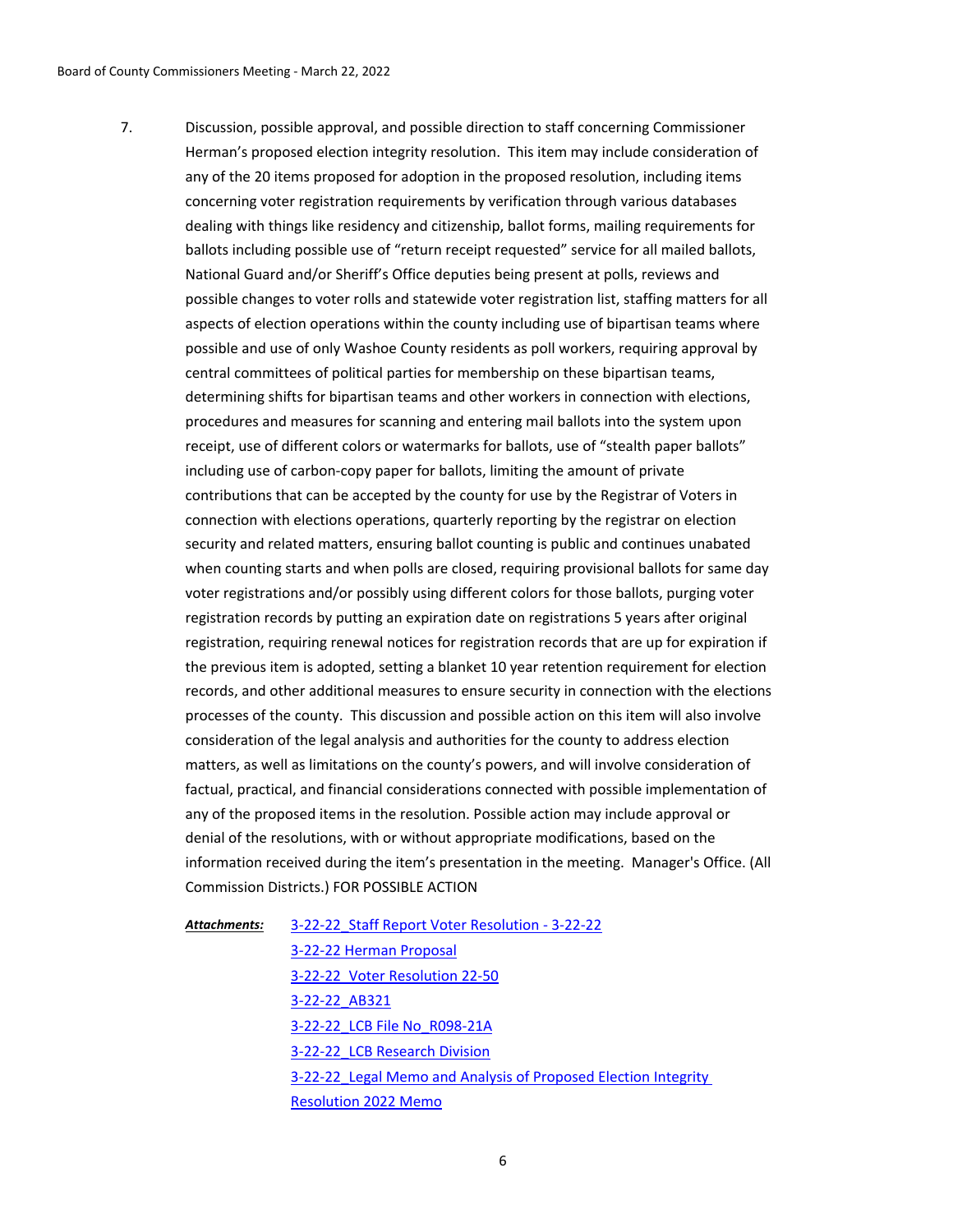7. Discussion, possible approval, and possible direction to staff concerning Commissioner Herman's proposed election integrity resolution. This item may include consideration of any of the 20 items proposed for adoption in the proposed resolution, including items concerning voter registration requirements by verification through various databases dealing with things like residency and citizenship, ballot forms, mailing requirements for ballots including possible use of "return receipt requested" service for all mailed ballots, National Guard and/or Sheriff's Office deputies being present at polls, reviews and possible changes to voter rolls and statewide voter registration list, staffing matters for all aspects of election operations within the county including use of bipartisan teams where possible and use of only Washoe County residents as poll workers, requiring approval by central committees of political parties for membership on these bipartisan teams, determining shifts for bipartisan teams and other workers in connection with elections, procedures and measures for scanning and entering mail ballots into the system upon receipt, use of different colors or watermarks for ballots, use of "stealth paper ballots" including use of carbon-copy paper for ballots, limiting the amount of private contributions that can be accepted by the county for use by the Registrar of Voters in connection with elections operations, quarterly reporting by the registrar on election security and related matters, ensuring ballot counting is public and continues unabated when counting starts and when polls are closed, requiring provisional ballots for same day voter registrations and/or possibly using different colors for those ballots, purging voter registration records by putting an expiration date on registrations 5 years after original registration, requiring renewal notices for registration records that are up for expiration if the previous item is adopted, setting a blanket 10 year retention requirement for election records, and other additional measures to ensure security in connection with the elections processes of the county. This discussion and possible action on this item will also involve consideration of the legal analysis and authorities for the county to address election matters, as well as limitations on the county's powers, and will involve consideration of factual, practical, and financial considerations connected with possible implementation of any of the proposed items in the resolution. Possible action may include approval or denial of the resolutions, with or without appropriate modifications, based on the information received during the item's presentation in the meeting. Manager's Office. (All Commission Districts.) FOR POSSIBLE ACTION

***Attachments:***
- 3-22-22_Staff Report Voter Resolution - 3-22-22
- 3-22-22 Herman Proposal
- 3-22-22_Voter Resolution 22-50
- 3-22-22_AB321
- 3-22-22_LCB File No_R098-21A
- 3-22-22_LCB Research Division
- 3-22-22_Legal Memo and Analysis of Proposed Election Integrity Resolution 2022 Memo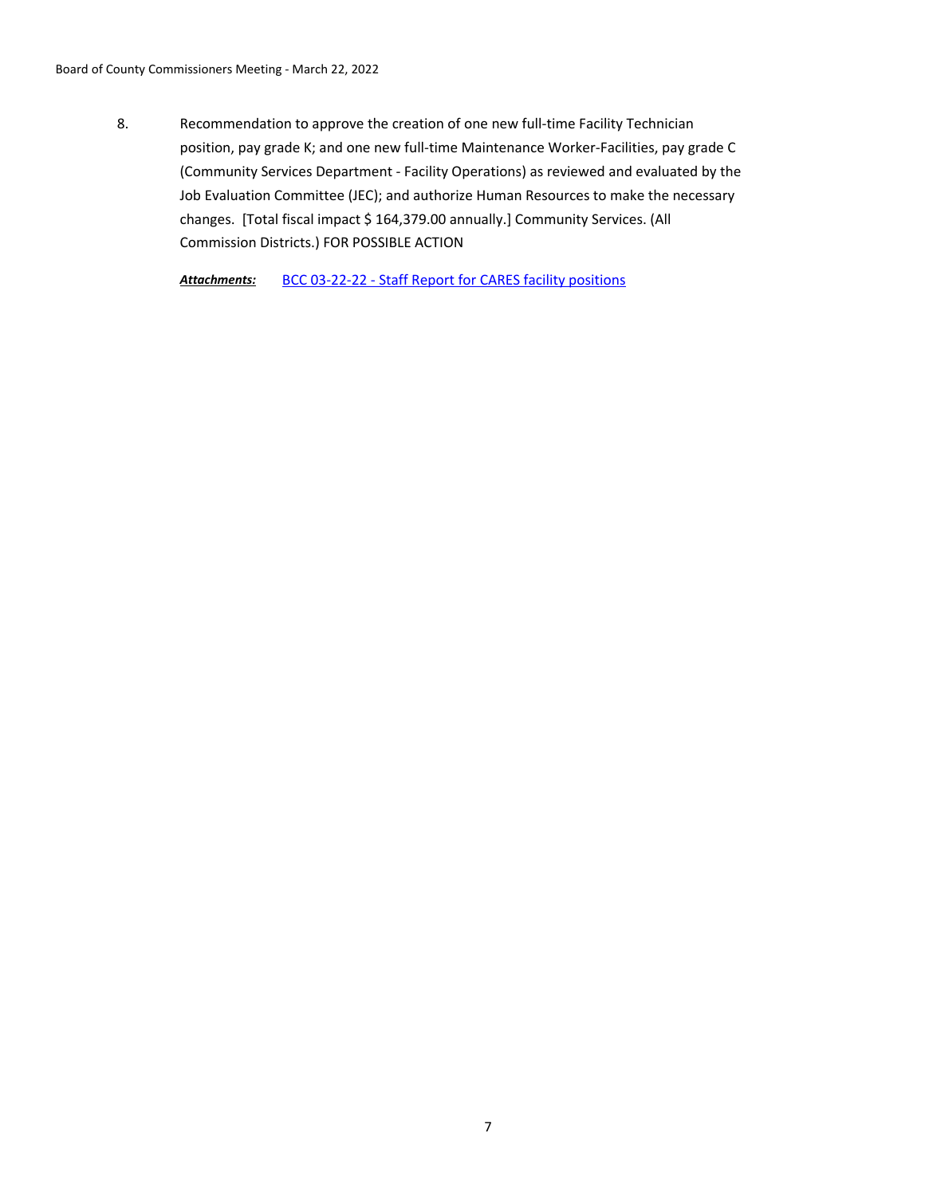8. Recommendation to approve the creation of one new full-time Facility Technician position, pay grade K; and one new full-time Maintenance Worker-Facilities, pay grade C (Community Services Department - Facility Operations) as reviewed and evaluated by the Job Evaluation Committee (JEC); and authorize Human Resources to make the necessary changes. [Total fiscal impact $ 164,379.00 annually.] Community Services. (All Commission Districts.) FOR POSSIBLE ACTION

***Attachments:*** BCC 03-22-22 - Staff Report for CARES facility positions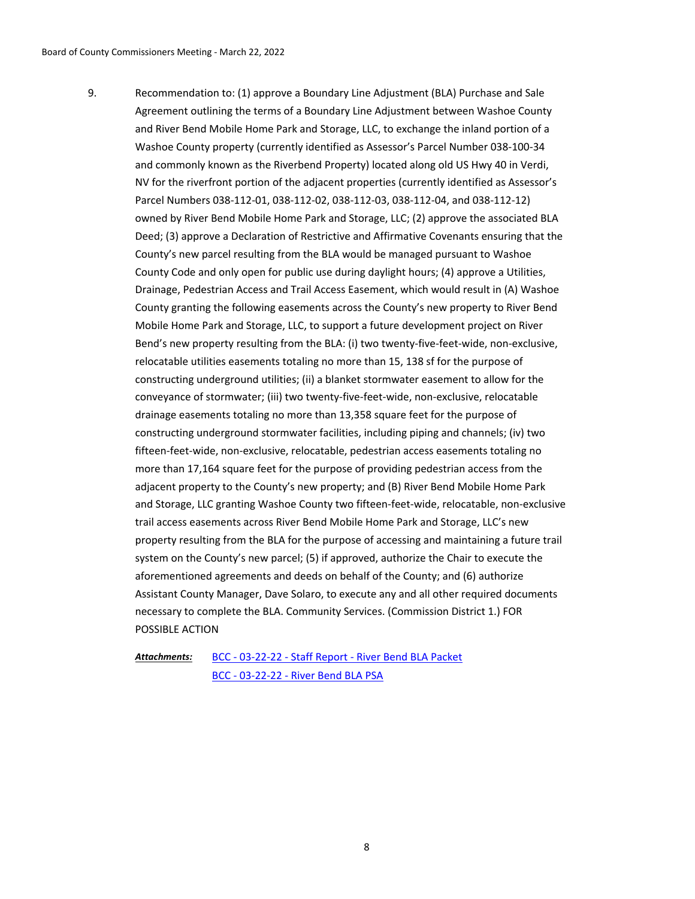9. Recommendation to: (1) approve a Boundary Line Adjustment (BLA) Purchase and Sale Agreement outlining the terms of a Boundary Line Adjustment between Washoe County and River Bend Mobile Home Park and Storage, LLC, to exchange the inland portion of a Washoe County property (currently identified as Assessor's Parcel Number 038-100-34 and commonly known as the Riverbend Property) located along old US Hwy 40 in Verdi, NV for the riverfront portion of the adjacent properties (currently identified as Assessor's Parcel Numbers 038-112-01, 038-112-02, 038-112-03, 038-112-04, and 038-112-12) owned by River Bend Mobile Home Park and Storage, LLC; (2) approve the associated BLA Deed; (3) approve a Declaration of Restrictive and Affirmative Covenants ensuring that the County's new parcel resulting from the BLA would be managed pursuant to Washoe County Code and only open for public use during daylight hours; (4) approve a Utilities, Drainage, Pedestrian Access and Trail Access Easement, which would result in (A) Washoe County granting the following easements across the County's new property to River Bend Mobile Home Park and Storage, LLC, to support a future development project on River Bend's new property resulting from the BLA: (i) two twenty-five-feet-wide, non-exclusive, relocatable utilities easements totaling no more than 15, 138 sf for the purpose of constructing underground utilities; (ii) a blanket stormwater easement to allow for the conveyance of stormwater; (iii) two twenty-five-feet-wide, non-exclusive, relocatable drainage easements totaling no more than 13,358 square feet for the purpose of constructing underground stormwater facilities, including piping and channels; (iv) two fifteen-feet-wide, non-exclusive, relocatable, pedestrian access easements totaling no more than 17,164 square feet for the purpose of providing pedestrian access from the adjacent property to the County's new property; and (B) River Bend Mobile Home Park and Storage, LLC granting Washoe County two fifteen-feet-wide, relocatable, non-exclusive trail access easements across River Bend Mobile Home Park and Storage, LLC's new property resulting from the BLA for the purpose of accessing and maintaining a future trail system on the County's new parcel; (5) if approved, authorize the Chair to execute the aforementioned agreements and deeds on behalf of the County; and (6) authorize Assistant County Manager, Dave Solaro, to execute any and all other required documents necessary to complete the BLA. Community Services. (Commission District 1.) FOR POSSIBLE ACTION

***Attachments:*** BCC - 03-22-22 - Staff Report - River Bend BLA Packet
BCC - 03-22-22 - River Bend BLA PSA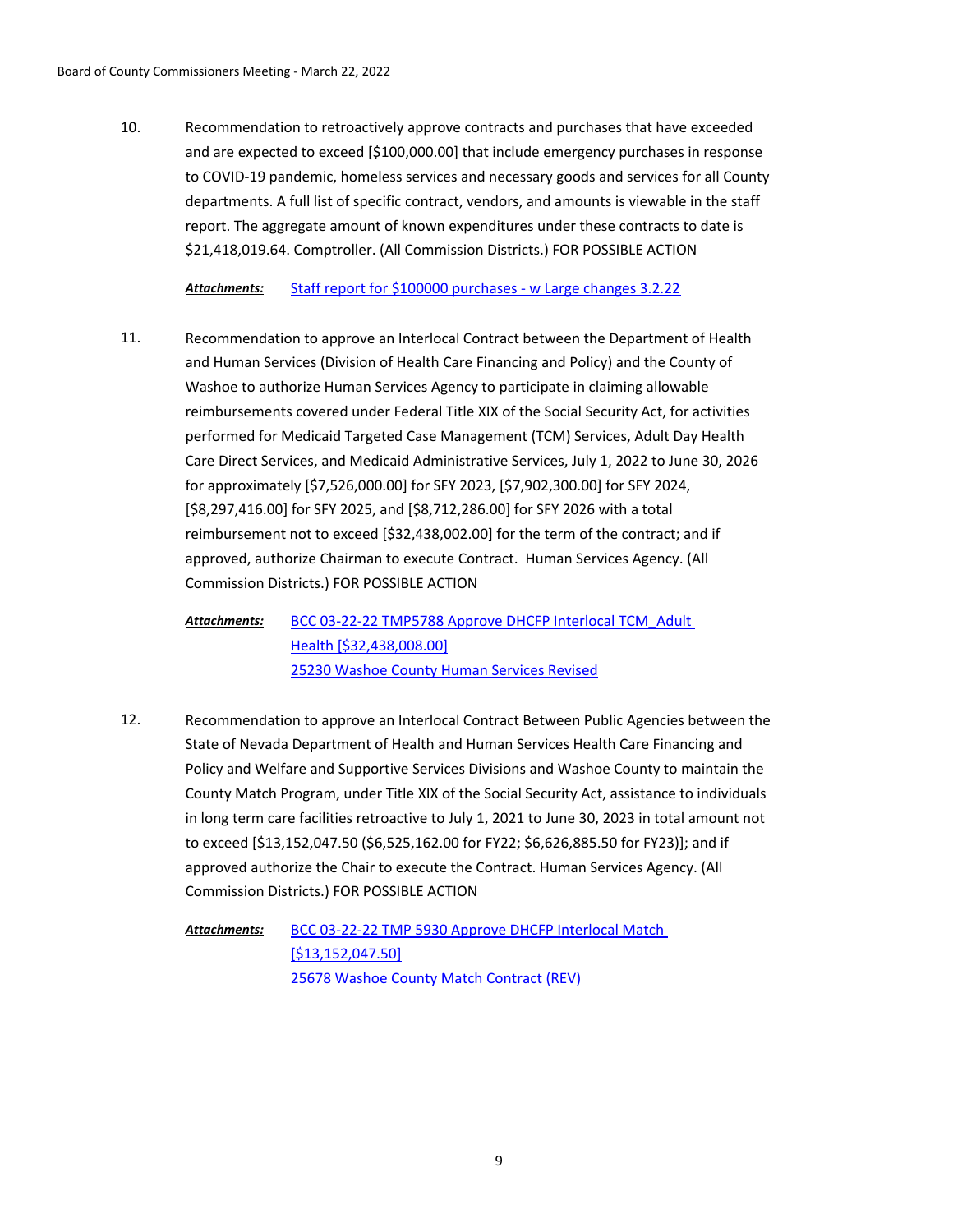10. Recommendation to retroactively approve contracts and purchases that have exceeded and are expected to exceed [$100,000.00] that include emergency purchases in response to COVID-19 pandemic, homeless services and necessary goods and services for all County departments. A full list of specific contract, vendors, and amounts is viewable in the staff report. The aggregate amount of known expenditures under these contracts to date is $21,418,019.64. Comptroller. (All Commission Districts.) FOR POSSIBLE ACTION

    ***Attachments:*** Staff report for $100000 purchases - w Large changes 3.2.22

11. Recommendation to approve an Interlocal Contract between the Department of Health and Human Services (Division of Health Care Financing and Policy) and the County of Washoe to authorize Human Services Agency to participate in claiming allowable reimbursements covered under Federal Title XIX of the Social Security Act, for activities performed for Medicaid Targeted Case Management (TCM) Services, Adult Day Health Care Direct Services, and Medicaid Administrative Services, July 1, 2022 to June 30, 2026 for approximately [$7,526,000.00] for SFY 2023, [$7,902,300.00] for SFY 2024, [$8,297,416.00] for SFY 2025, and [$8,712,286.00] for SFY 2026 with a total reimbursement not to exceed [$32,438,002.00] for the term of the contract; and if approved, authorize Chairman to execute Contract. Human Services Agency. (All Commission Districts.) FOR POSSIBLE ACTION

    ***Attachments:*** BCC 03-22-22 TMP5788 Approve DHCFP Interlocal TCM_Adult Health [$32,438,008.00]
    25230 Washoe County Human Services Revised

12. Recommendation to approve an Interlocal Contract Between Public Agencies between the State of Nevada Department of Health and Human Services Health Care Financing and Policy and Welfare and Supportive Services Divisions and Washoe County to maintain the County Match Program, under Title XIX of the Social Security Act, assistance to individuals in long term care facilities retroactive to July 1, 2021 to June 30, 2023 in total amount not to exceed [$13,152,047.50 ($6,525,162.00 for FY22; $6,626,885.50 for FY23)]; and if approved authorize the Chair to execute the Contract. Human Services Agency. (All Commission Districts.) FOR POSSIBLE ACTION

    ***Attachments:*** BCC 03-22-22 TMP 5930 Approve DHCFP Interlocal Match [$13,152,047.50]
    25678 Washoe County Match Contract (REV)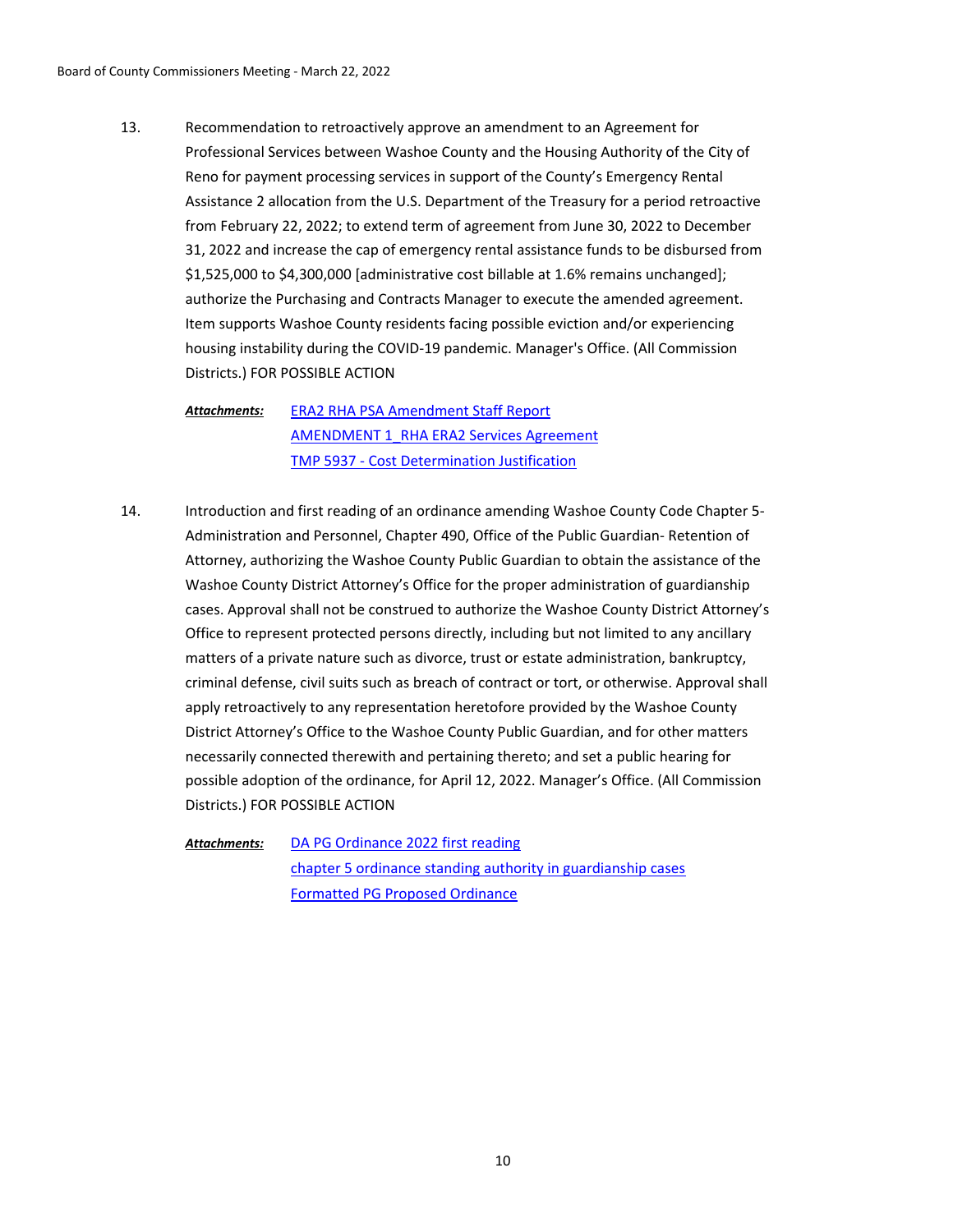13. Recommendation to retroactively approve an amendment to an Agreement for Professional Services between Washoe County and the Housing Authority of the City of Reno for payment processing services in support of the County's Emergency Rental Assistance 2 allocation from the U.S. Department of the Treasury for a period retroactive from February 22, 2022; to extend term of agreement from June 30, 2022 to December 31, 2022 and increase the cap of emergency rental assistance funds to be disbursed from $1,525,000 to $4,300,000 [administrative cost billable at 1.6% remains unchanged]; authorize the Purchasing and Contracts Manager to execute the amended agreement. Item supports Washoe County residents facing possible eviction and/or experiencing housing instability during the COVID-19 pandemic. Manager's Office. (All Commission Districts.) FOR POSSIBLE ACTION

    ***Attachments:*** ERA2 RHA PSA Amendment Staff Report
    AMENDMENT 1_RHA ERA2 Services Agreement
    TMP 5937 - Cost Determination Justification

14. Introduction and first reading of an ordinance amending Washoe County Code Chapter 5-Administration and Personnel, Chapter 490, Office of the Public Guardian- Retention of Attorney, authorizing the Washoe County Public Guardian to obtain the assistance of the Washoe County District Attorney's Office for the proper administration of guardianship cases. Approval shall not be construed to authorize the Washoe County District Attorney's Office to represent protected persons directly, including but not limited to any ancillary matters of a private nature such as divorce, trust or estate administration, bankruptcy, criminal defense, civil suits such as breach of contract or tort, or otherwise. Approval shall apply retroactively to any representation heretofore provided by the Washoe County District Attorney's Office to the Washoe County Public Guardian, and for other matters necessarily connected therewith and pertaining thereto; and set a public hearing for possible adoption of the ordinance, for April 12, 2022. Manager's Office. (All Commission Districts.) FOR POSSIBLE ACTION

    ***Attachments:*** DA PG Ordinance 2022 first reading
    chapter 5 ordinance standing authority in guardianship cases
    Formatted PG Proposed Ordinance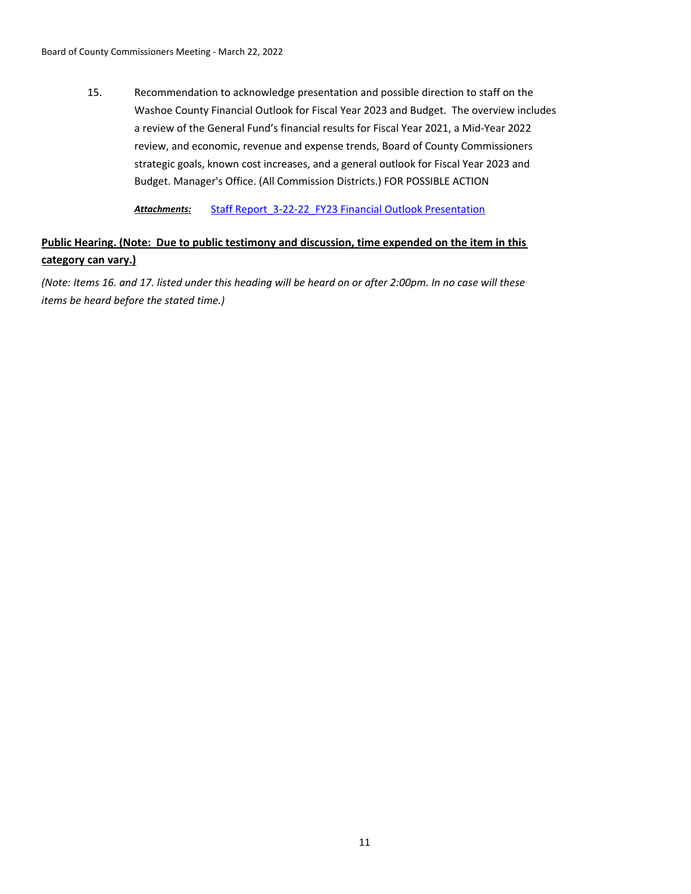15. Recommendation to acknowledge presentation and possible direction to staff on the Washoe County Financial Outlook for Fiscal Year 2023 and Budget. The overview includes a review of the General Fund's financial results for Fiscal Year 2021, a Mid-Year 2022 review, and economic, revenue and expense trends, Board of County Commissioners strategic goals, known cost increases, and a general outlook for Fiscal Year 2023 and Budget. Manager's Office. (All Commission Districts.) FOR POSSIBLE ACTION

    ***Attachments:*** Staff Report_3-22-22_FY23 Financial Outlook Presentation

**Public Hearing. (Note: Due to public testimony and discussion, time expended on the item in this category can vary.)**

*(Note: Items 16. and 17. listed under this heading will be heard on or after 2:00pm. In no case will these items be heard before the stated time.)*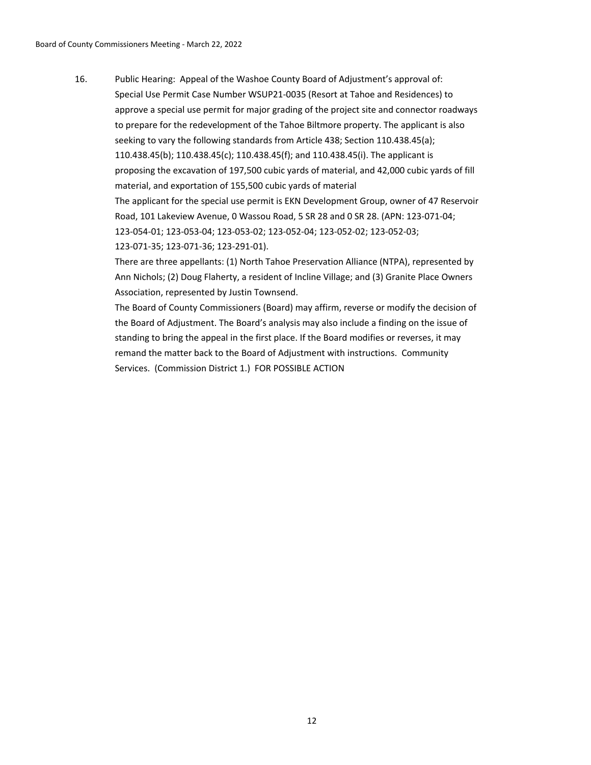16. Public Hearing: Appeal of the Washoe County Board of Adjustment's approval of: Special Use Permit Case Number WSUP21-0035 (Resort at Tahoe and Residences) to approve a special use permit for major grading of the project site and connector roadways to prepare for the redevelopment of the Tahoe Biltmore property. The applicant is also seeking to vary the following standards from Article 438; Section 110.438.45(a); 110.438.45(b); 110.438.45(c); 110.438.45(f); and 110.438.45(i). The applicant is proposing the excavation of 197,500 cubic yards of material, and 42,000 cubic yards of fill material, and exportation of 155,500 cubic yards of material

    The applicant for the special use permit is EKN Development Group, owner of 47 Reservoir Road, 101 Lakeview Avenue, 0 Wassou Road, 5 SR 28 and 0 SR 28. (APN: 123-071-04; 123-054-01; 123-053-04; 123-053-02; 123-052-04; 123-052-02; 123-052-03; 123-071-35; 123-071-36; 123-291-01).

    There are three appellants: (1) North Tahoe Preservation Alliance (NTPA), represented by Ann Nichols; (2) Doug Flaherty, a resident of Incline Village; and (3) Granite Place Owners Association, represented by Justin Townsend.

    The Board of County Commissioners (Board) may affirm, reverse or modify the decision of the Board of Adjustment. The Board's analysis may also include a finding on the issue of standing to bring the appeal in the first place. If the Board modifies or reverses, it may remand the matter back to the Board of Adjustment with instructions. Community Services. (Commission District 1.) FOR POSSIBLE ACTION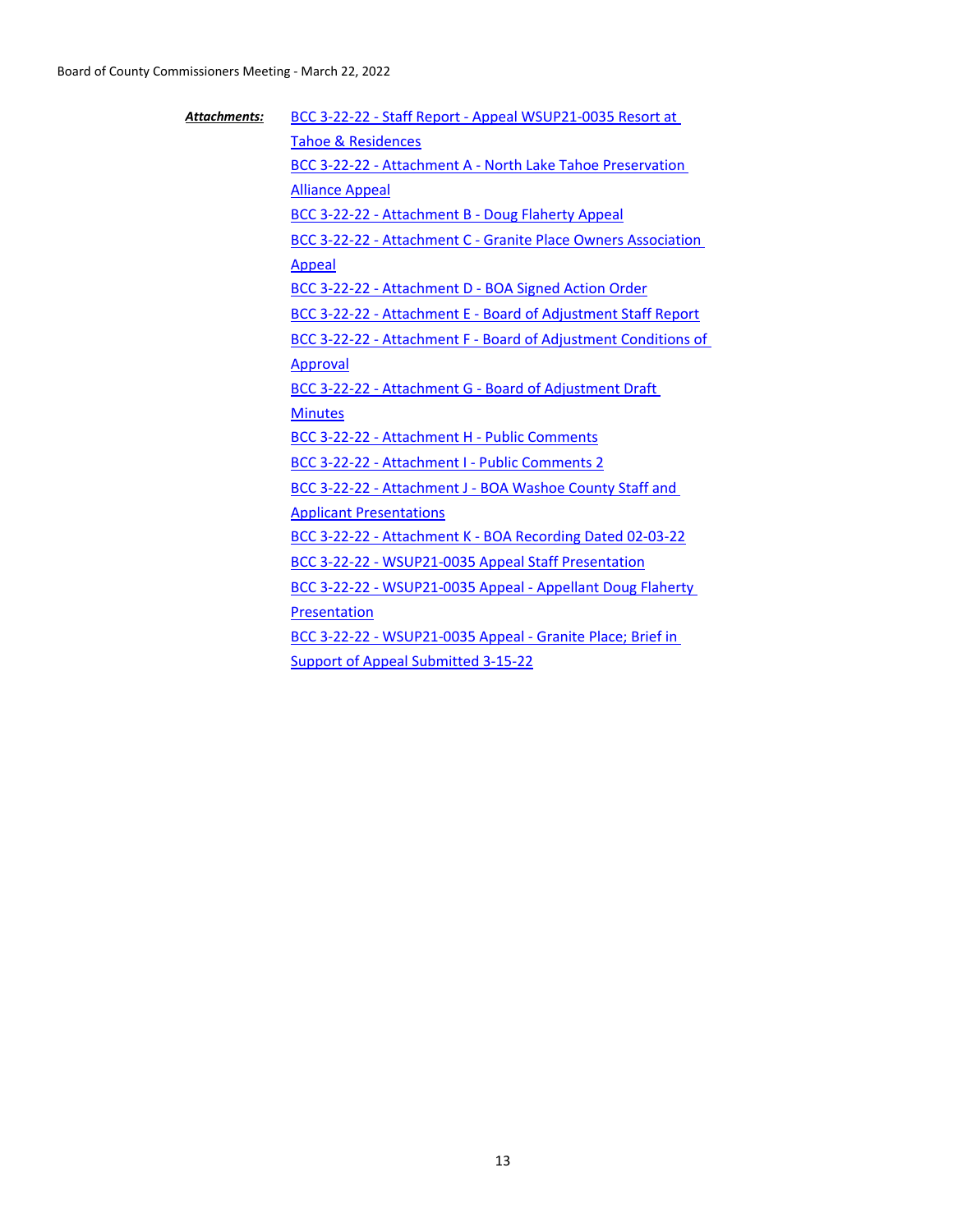***Attachments:***

- BCC 3-22-22 - Staff Report - Appeal WSUP21-0035 Resort at Tahoe & Residences
- BCC 3-22-22 - Attachment A - North Lake Tahoe Preservation Alliance Appeal
- BCC 3-22-22 - Attachment B - Doug Flaherty Appeal
- BCC 3-22-22 - Attachment C - Granite Place Owners Association Appeal
- BCC 3-22-22 - Attachment D - BOA Signed Action Order
- BCC 3-22-22 - Attachment E - Board of Adjustment Staff Report
- BCC 3-22-22 - Attachment F - Board of Adjustment Conditions of Approval
- BCC 3-22-22 - Attachment G - Board of Adjustment Draft Minutes
- BCC 3-22-22 - Attachment H - Public Comments
- BCC 3-22-22 - Attachment I - Public Comments 2
- BCC 3-22-22 - Attachment J - BOA Washoe County Staff and Applicant Presentations
- BCC 3-22-22 - Attachment K - BOA Recording Dated 02-03-22
- BCC 3-22-22 - WSUP21-0035 Appeal Staff Presentation
- BCC 3-22-22 - WSUP21-0035 Appeal - Appellant Doug Flaherty Presentation
- BCC 3-22-22 - WSUP21-0035 Appeal - Granite Place; Brief in Support of Appeal Submitted 3-15-22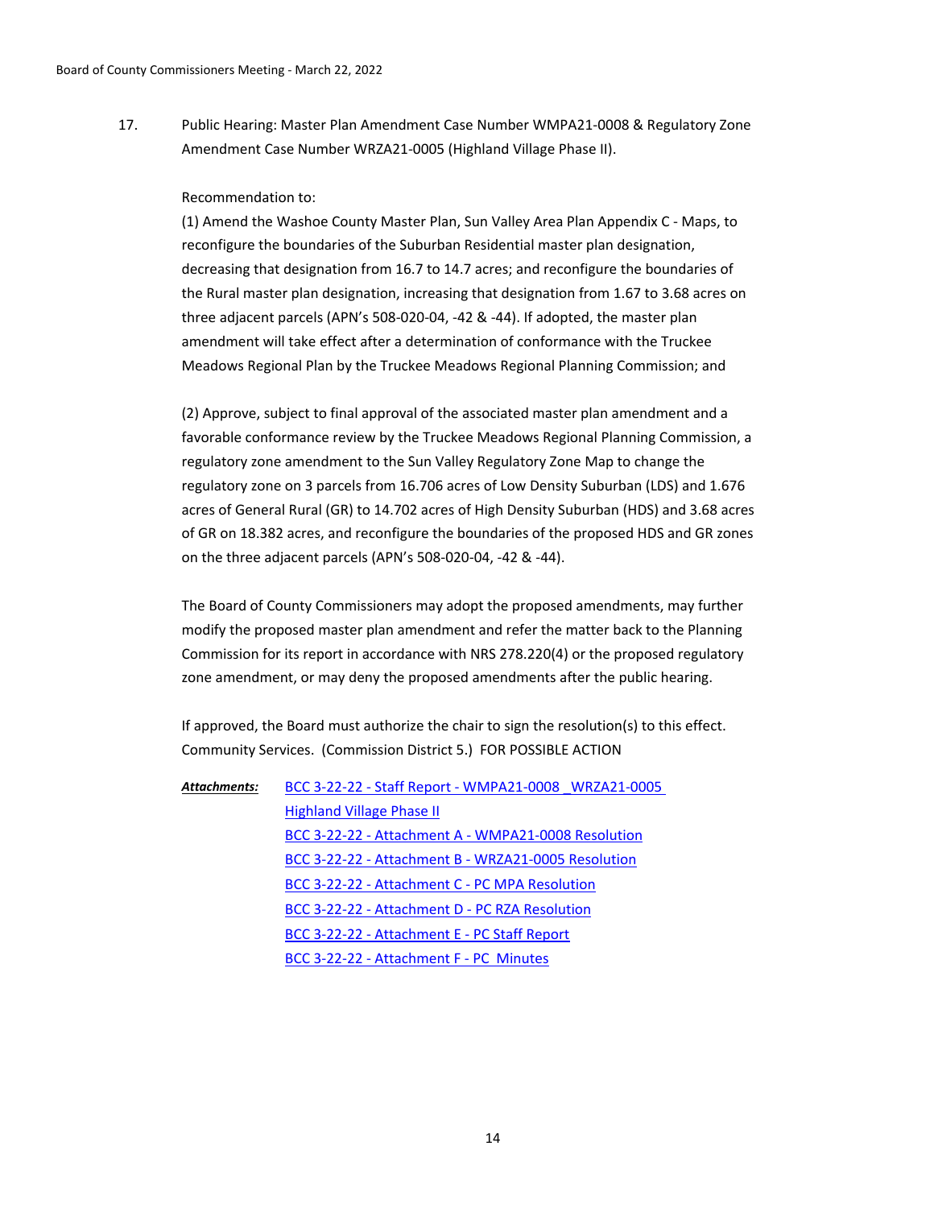17. Public Hearing: Master Plan Amendment Case Number WMPA21-0008 & Regulatory Zone Amendment Case Number WRZA21-0005 (Highland Village Phase II).

Recommendation to:
(1) Amend the Washoe County Master Plan, Sun Valley Area Plan Appendix C - Maps, to reconfigure the boundaries of the Suburban Residential master plan designation, decreasing that designation from 16.7 to 14.7 acres; and reconfigure the boundaries of the Rural master plan designation, increasing that designation from 1.67 to 3.68 acres on three adjacent parcels (APN's 508-020-04, -42 & -44). If adopted, the master plan amendment will take effect after a determination of conformance with the Truckee Meadows Regional Plan by the Truckee Meadows Regional Planning Commission; and

(2) Approve, subject to final approval of the associated master plan amendment and a favorable conformance review by the Truckee Meadows Regional Planning Commission, a regulatory zone amendment to the Sun Valley Regulatory Zone Map to change the regulatory zone on 3 parcels from 16.706 acres of Low Density Suburban (LDS) and 1.676 acres of General Rural (GR) to 14.702 acres of High Density Suburban (HDS) and 3.68 acres of GR on 18.382 acres, and reconfigure the boundaries of the proposed HDS and GR zones on the three adjacent parcels (APN's 508-020-04, -42 & -44).

The Board of County Commissioners may adopt the proposed amendments, may further modify the proposed master plan amendment and refer the matter back to the Planning Commission for its report in accordance with NRS 278.220(4) or the proposed regulatory zone amendment, or may deny the proposed amendments after the public hearing.

If approved, the Board must authorize the chair to sign the resolution(s) to this effect. Community Services. (Commission District 5.) FOR POSSIBLE ACTION

***Attachments:***
BCC 3-22-22 - Staff Report - WMPA21-0008 _WRZA21-0005 Highland Village Phase II
BCC 3-22-22 - Attachment A - WMPA21-0008 Resolution
BCC 3-22-22 - Attachment B - WRZA21-0005 Resolution
BCC 3-22-22 - Attachment C - PC MPA Resolution
BCC 3-22-22 - Attachment D - PC RZA Resolution
BCC 3-22-22 - Attachment E - PC Staff Report
BCC 3-22-22 - Attachment F - PC Minutes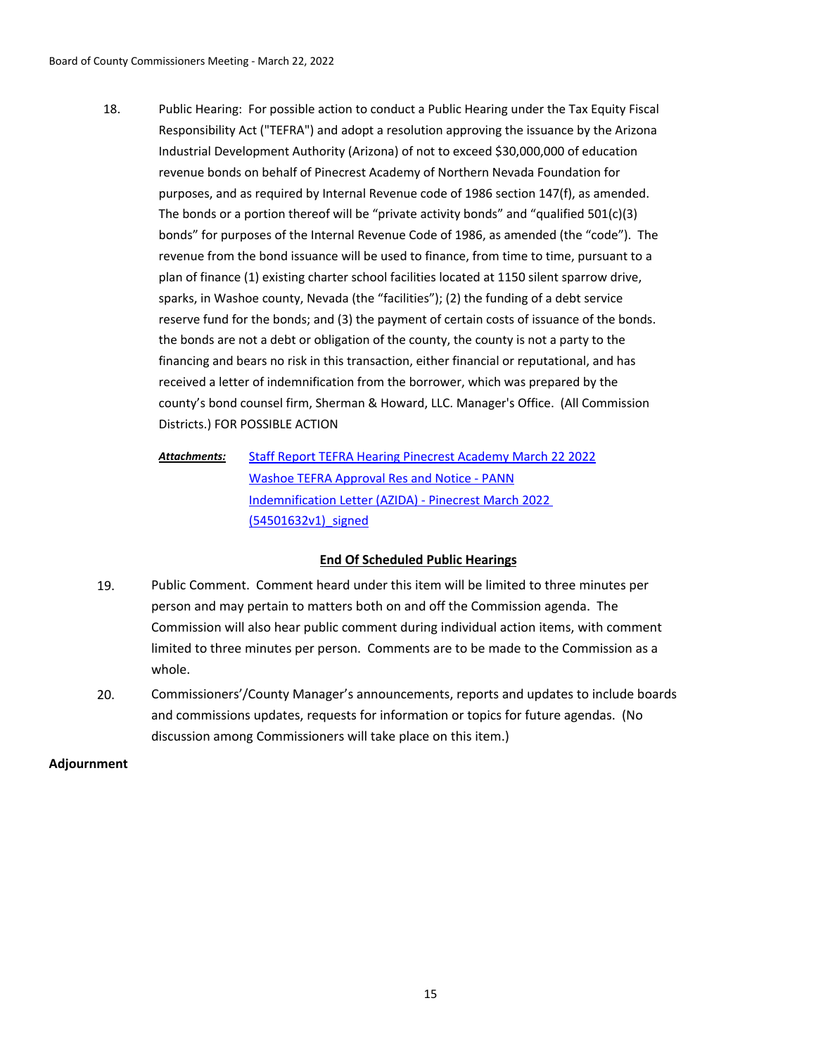18. Public Hearing: For possible action to conduct a Public Hearing under the Tax Equity Fiscal Responsibility Act ("TEFRA") and adopt a resolution approving the issuance by the Arizona Industrial Development Authority (Arizona) of not to exceed $30,000,000 of education revenue bonds on behalf of Pinecrest Academy of Northern Nevada Foundation for purposes, and as required by Internal Revenue code of 1986 section 147(f), as amended. The bonds or a portion thereof will be "private activity bonds" and "qualified 501(c)(3) bonds" for purposes of the Internal Revenue Code of 1986, as amended (the "code"). The revenue from the bond issuance will be used to finance, from time to time, pursuant to a plan of finance (1) existing charter school facilities located at 1150 silent sparrow drive, sparks, in Washoe county, Nevada (the "facilities"); (2) the funding of a debt service reserve fund for the bonds; and (3) the payment of certain costs of issuance of the bonds. the bonds are not a debt or obligation of the county, the county is not a party to the financing and bears no risk in this transaction, either financial or reputational, and has received a letter of indemnification from the borrower, which was prepared by the county's bond counsel firm, Sherman & Howard, LLC. Manager's Office. (All Commission Districts.) FOR POSSIBLE ACTION

    ***Attachments:*** Staff Report TEFRA Hearing Pinecrest Academy March 22 2022
    Washoe TEFRA Approval Res and Notice - PANN
    Indemnification Letter (AZIDA) - Pinecrest March 2022 (54501632v1)_signed

**End Of Scheduled Public Hearings**

19. Public Comment. Comment heard under this item will be limited to three minutes per person and may pertain to matters both on and off the Commission agenda. The Commission will also hear public comment during individual action items, with comment limited to three minutes per person. Comments are to be made to the Commission as a whole.

20. Commissioners'/County Manager's announcements, reports and updates to include boards and commissions updates, requests for information or topics for future agendas. (No discussion among Commissioners will take place on this item.)

**Adjournment**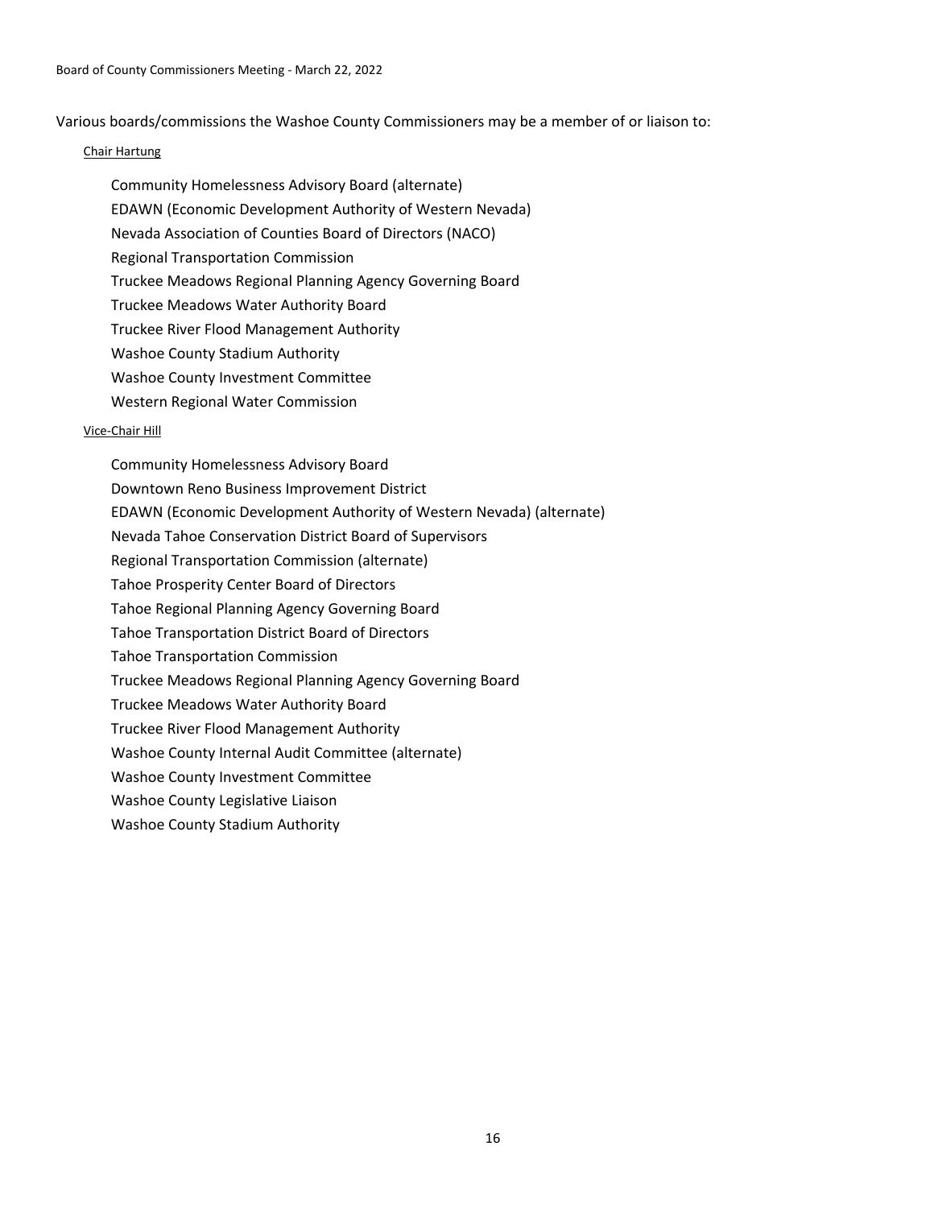Various boards/commissions the Washoe County Commissioners may be a member of or liaison to:

Chair Hartung

- Community Homelessness Advisory Board (alternate)
- EDAWN (Economic Development Authority of Western Nevada)
- Nevada Association of Counties Board of Directors (NACO)
- Regional Transportation Commission
- Truckee Meadows Regional Planning Agency Governing Board
- Truckee Meadows Water Authority Board
- Truckee River Flood Management Authority
- Washoe County Stadium Authority
- Washoe County Investment Committee
- Western Regional Water Commission

Vice-Chair Hill

- Community Homelessness Advisory Board
- Downtown Reno Business Improvement District
- EDAWN (Economic Development Authority of Western Nevada) (alternate)
- Nevada Tahoe Conservation District Board of Supervisors
- Regional Transportation Commission (alternate)
- Tahoe Prosperity Center Board of Directors
- Tahoe Regional Planning Agency Governing Board
- Tahoe Transportation District Board of Directors
- Tahoe Transportation Commission
- Truckee Meadows Regional Planning Agency Governing Board
- Truckee Meadows Water Authority Board
- Truckee River Flood Management Authority
- Washoe County Internal Audit Committee (alternate)
- Washoe County Investment Committee
- Washoe County Legislative Liaison
- Washoe County Stadium Authority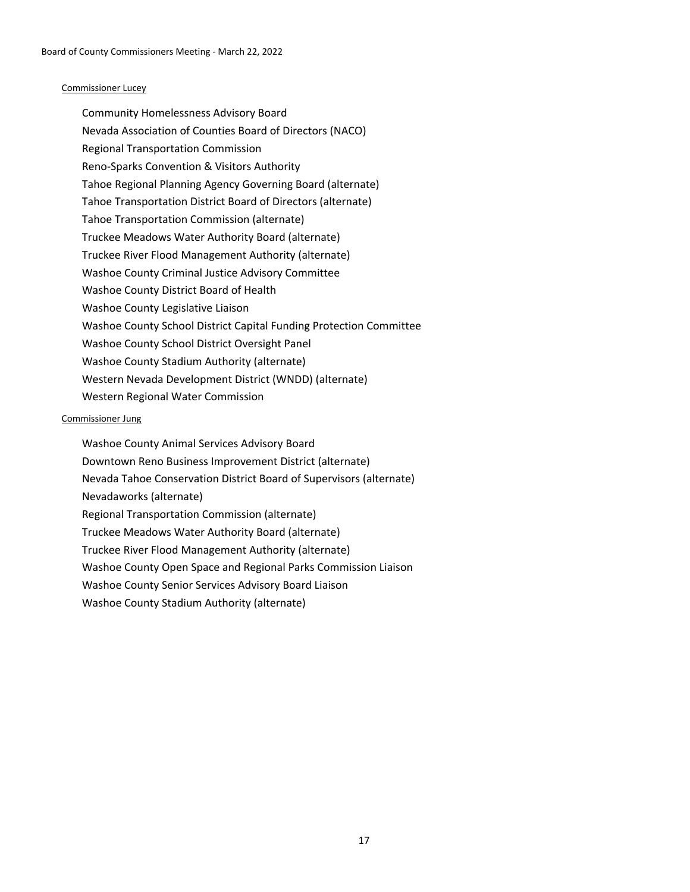Commissioner Lucey

Community Homelessness Advisory Board
Nevada Association of Counties Board of Directors (NACO)
Regional Transportation Commission
Reno-Sparks Convention & Visitors Authority
Tahoe Regional Planning Agency Governing Board (alternate)
Tahoe Transportation District Board of Directors (alternate)
Tahoe Transportation Commission (alternate)
Truckee Meadows Water Authority Board (alternate)
Truckee River Flood Management Authority (alternate)
Washoe County Criminal Justice Advisory Committee
Washoe County District Board of Health
Washoe County Legislative Liaison
Washoe County School District Capital Funding Protection Committee
Washoe County School District Oversight Panel
Washoe County Stadium Authority (alternate)
Western Nevada Development District (WNDD) (alternate)
Western Regional Water Commission

Commissioner Jung

Washoe County Animal Services Advisory Board
Downtown Reno Business Improvement District (alternate)
Nevada Tahoe Conservation District Board of Supervisors (alternate)
Nevadaworks (alternate)
Regional Transportation Commission (alternate)
Truckee Meadows Water Authority Board (alternate)
Truckee River Flood Management Authority (alternate)
Washoe County Open Space and Regional Parks Commission Liaison
Washoe County Senior Services Advisory Board Liaison
Washoe County Stadium Authority (alternate)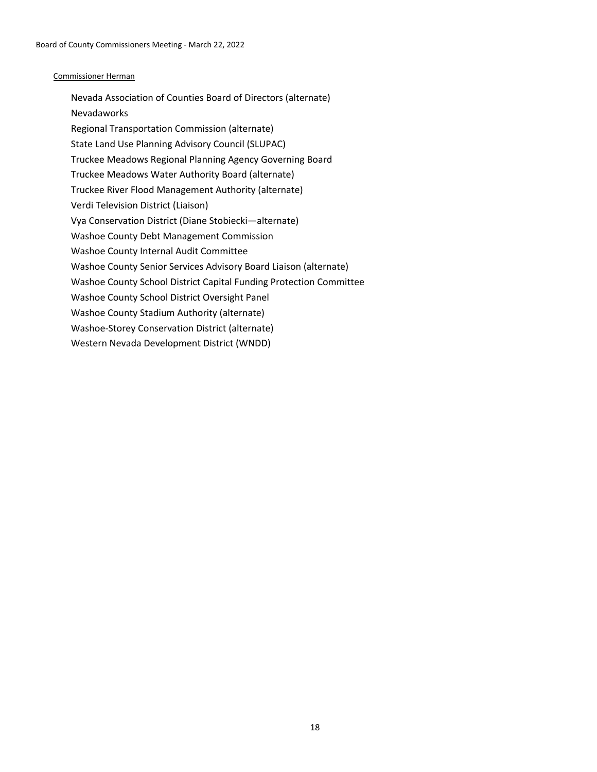Commissioner Herman

Nevada Association of Counties Board of Directors (alternate)
Nevadaworks
Regional Transportation Commission (alternate)
State Land Use Planning Advisory Council (SLUPAC)
Truckee Meadows Regional Planning Agency Governing Board
Truckee Meadows Water Authority Board (alternate)
Truckee River Flood Management Authority (alternate)
Verdi Television District (Liaison)
Vya Conservation District (Diane Stobiecki—alternate)
Washoe County Debt Management Commission
Washoe County Internal Audit Committee
Washoe County Senior Services Advisory Board Liaison (alternate)
Washoe County School District Capital Funding Protection Committee
Washoe County School District Oversight Panel
Washoe County Stadium Authority (alternate)
Washoe-Storey Conservation District (alternate)
Western Nevada Development District (WNDD)